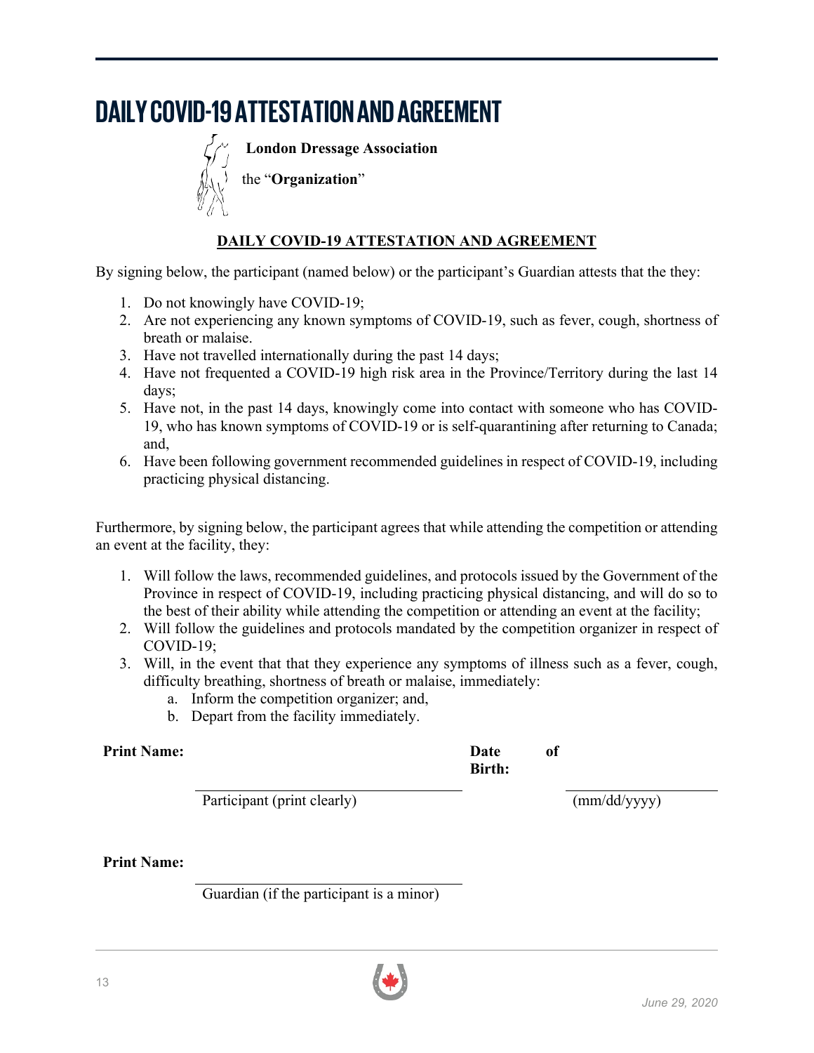# DAILY COVID-19 ATTESTATION AND AGREEMENT

**London Dressage Association**

the "**Organization**"

**DAILY COVID-19 ATTESTATION AND AGREEMENT**

By signing below, the participant (named below) or the participant's Guardian attests that the they:

1. Do not knowingly have COVID-19;
2. Are not experiencing any known symptoms of COVID-19, such as fever, cough, shortness of breath or malaise.
3. Have not travelled internationally during the past 14 days;
4. Have not frequented a COVID-19 high risk area in the Province/Territory during the last 14 days;
5. Have not, in the past 14 days, knowingly come into contact with someone who has COVID-19, who has known symptoms of COVID-19 or is self-quarantining after returning to Canada; and,
6. Have been following government recommended guidelines in respect of COVID-19, including practicing physical distancing.

Furthermore, by signing below, the participant agrees that while attending the competition or attending an event at the facility, they:

1. Will follow the laws, recommended guidelines, and protocols issued by the Government of the Province in respect of COVID-19, including practicing physical distancing, and will do so to the best of their ability while attending the competition or attending an event at the facility;
2. Will follow the guidelines and protocols mandated by the competition organizer in respect of COVID-19;
3. Will, in the event that that they experience any symptoms of illness such as a fever, cough, difficulty breathing, shortness of breath or malaise, immediately:
   a. Inform the competition organizer; and,
   b. Depart from the facility immediately.

**Print Name:** ______________________________ **Date of Birth:** ____________________

Participant (print clearly) (mm/dd/yyyy)

**Print Name:** ______________________________

Guardian (if the participant is a minor)

*June 29, 2020*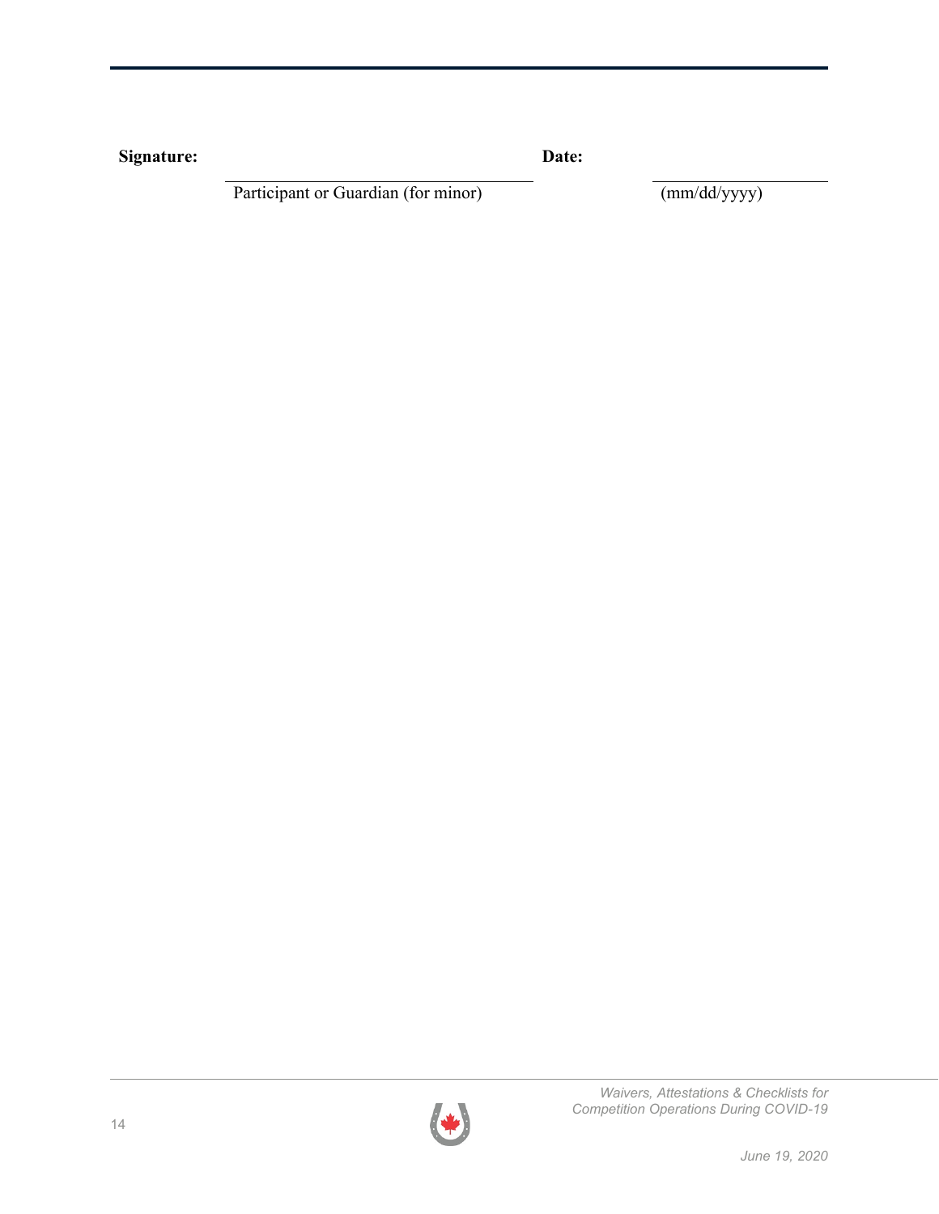**Signature:** ______________________________ **Date:** ____________________

Participant or Guardian (for minor) (mm/dd/yyyy)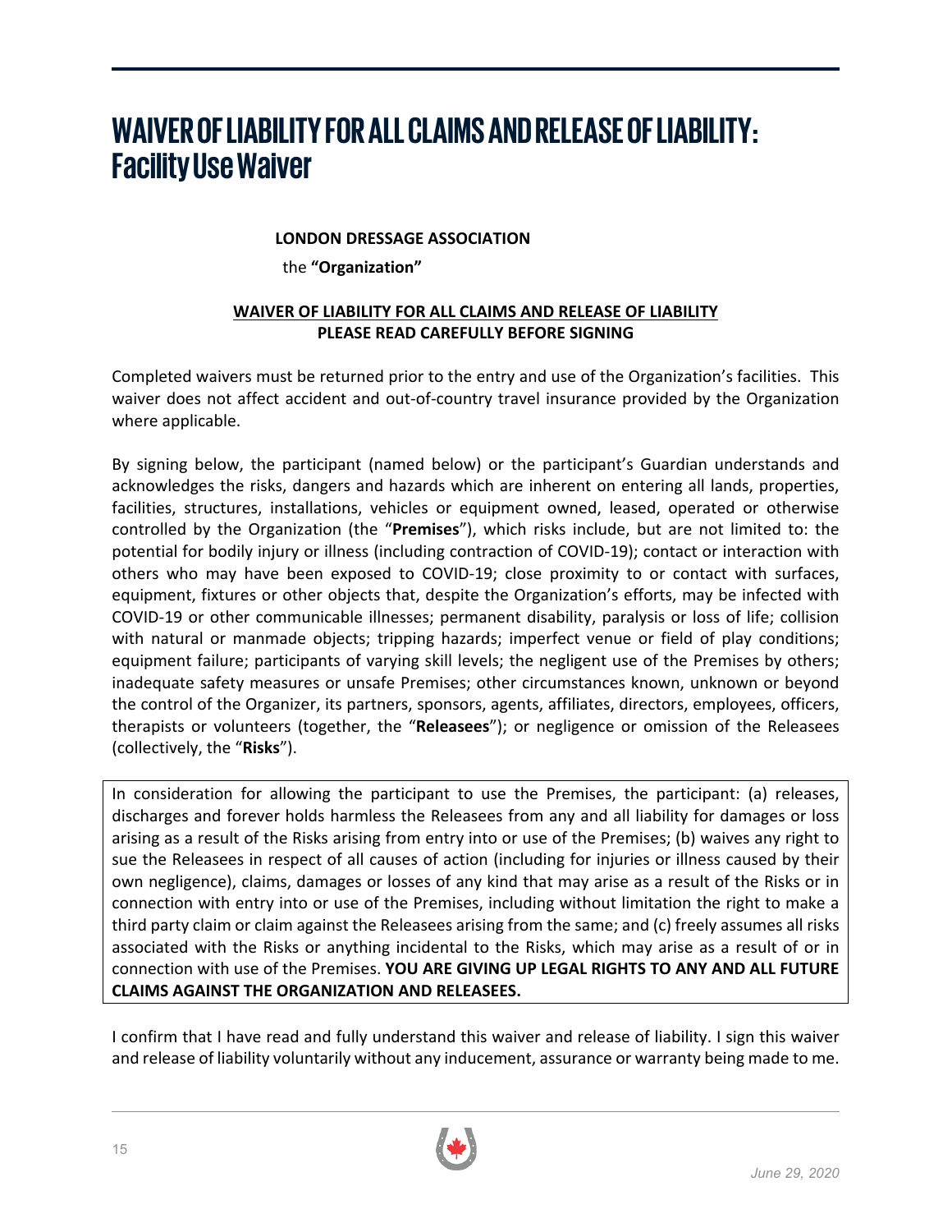# WAIVER OF LIABILITY FOR ALL CLAIMS AND RELEASE OF LIABILITY: Facility Use Waiver

**LONDON DRESSAGE ASSOCIATION**

the **"Organization"**

**WAIVER OF LIABILITY FOR ALL CLAIMS AND RELEASE OF LIABILITY**
**PLEASE READ CAREFULLY BEFORE SIGNING**

Completed waivers must be returned prior to the entry and use of the Organization's facilities. This waiver does not affect accident and out-of-country travel insurance provided by the Organization where applicable.

By signing below, the participant (named below) or the participant's Guardian understands and acknowledges the risks, dangers and hazards which are inherent on entering all lands, properties, facilities, structures, installations, vehicles or equipment owned, leased, operated or otherwise controlled by the Organization (the "**Premises**"), which risks include, but are not limited to: the potential for bodily injury or illness (including contraction of COVID-19); contact or interaction with others who may have been exposed to COVID-19; close proximity to or contact with surfaces, equipment, fixtures or other objects that, despite the Organization's efforts, may be infected with COVID-19 or other communicable illnesses; permanent disability, paralysis or loss of life; collision with natural or manmade objects; tripping hazards; imperfect venue or field of play conditions; equipment failure; participants of varying skill levels; the negligent use of the Premises by others; inadequate safety measures or unsafe Premises; other circumstances known, unknown or beyond the control of the Organizer, its partners, sponsors, agents, affiliates, directors, employees, officers, therapists or volunteers (together, the "**Releasees**"); or negligence or omission of the Releasees (collectively, the "**Risks**").

In consideration for allowing the participant to use the Premises, the participant: (a) releases, discharges and forever holds harmless the Releasees from any and all liability for damages or loss arising as a result of the Risks arising from entry into or use of the Premises; (b) waives any right to sue the Releasees in respect of all causes of action (including for injuries or illness caused by their own negligence), claims, damages or losses of any kind that may arise as a result of the Risks or in connection with entry into or use of the Premises, including without limitation the right to make a third party claim or claim against the Releasees arising from the same; and (c) freely assumes all risks associated with the Risks or anything incidental to the Risks, which may arise as a result of or in connection with use of the Premises. **YOU ARE GIVING UP LEGAL RIGHTS TO ANY AND ALL FUTURE CLAIMS AGAINST THE ORGANIZATION AND RELEASEES.**

I confirm that I have read and fully understand this waiver and release of liability. I sign this waiver and release of liability voluntarily without any inducement, assurance or warranty being made to me.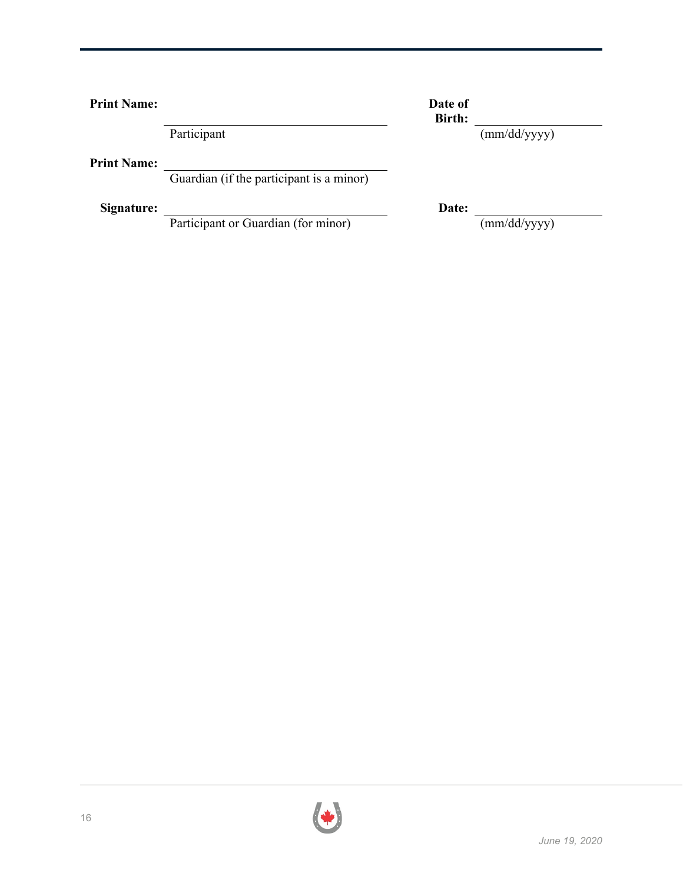| **Print Name:** | ______________________________ | **Date of Birth:** | ______________ |
|---|---|---|---|
| | Participant | | (mm/dd/yyyy) |
| **Print Name:** | ______________________________ | | |
| | Guardian (if the participant is a minor) | | |
| **Signature:** | ______________________________ | **Date:** | ______________ |
| | Participant or Guardian (for minor) | | (mm/dd/yyyy) |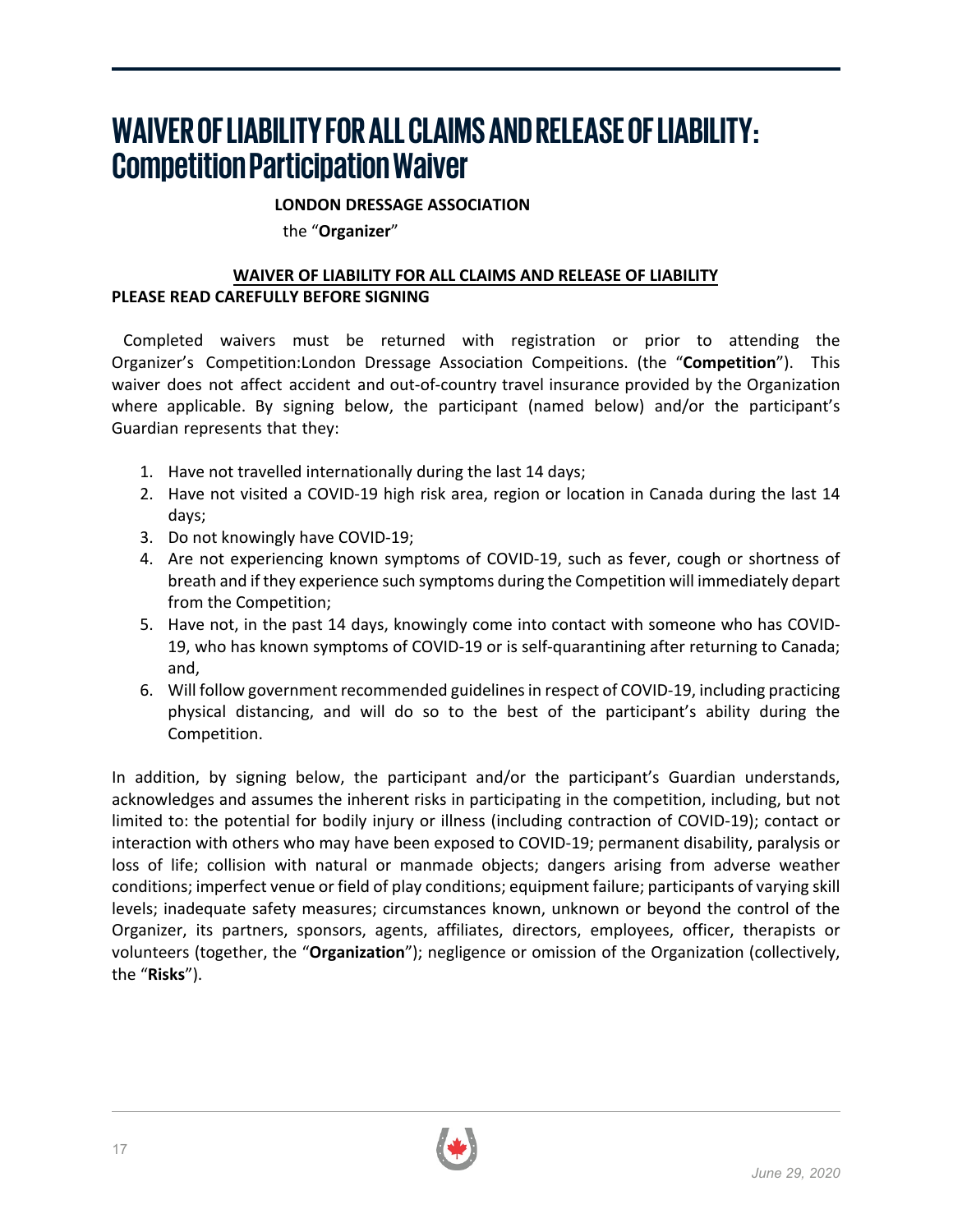# WAIVER OF LIABILITY FOR ALL CLAIMS AND RELEASE OF LIABILITY: Competition Participation Waiver

**LONDON DRESSAGE ASSOCIATION**

the "**Organizer**"

**WAIVER OF LIABILITY FOR ALL CLAIMS AND RELEASE OF LIABILITY**

**PLEASE READ CAREFULLY BEFORE SIGNING**

Completed waivers must be returned with registration or prior to attending the Organizer's Competition:London Dressage Association Compeitions. (the "**Competition**"). This waiver does not affect accident and out-of-country travel insurance provided by the Organization where applicable. By signing below, the participant (named below) and/or the participant's Guardian represents that they:

1. Have not travelled internationally during the last 14 days;
2. Have not visited a COVID-19 high risk area, region or location in Canada during the last 14 days;
3. Do not knowingly have COVID-19;
4. Are not experiencing known symptoms of COVID-19, such as fever, cough or shortness of breath and if they experience such symptoms during the Competition will immediately depart from the Competition;
5. Have not, in the past 14 days, knowingly come into contact with someone who has COVID-19, who has known symptoms of COVID-19 or is self-quarantining after returning to Canada; and,
6. Will follow government recommended guidelines in respect of COVID-19, including practicing physical distancing, and will do so to the best of the participant's ability during the Competition.

In addition, by signing below, the participant and/or the participant's Guardian understands, acknowledges and assumes the inherent risks in participating in the competition, including, but not limited to: the potential for bodily injury or illness (including contraction of COVID-19); contact or interaction with others who may have been exposed to COVID-19; permanent disability, paralysis or loss of life; collision with natural or manmade objects; dangers arising from adverse weather conditions; imperfect venue or field of play conditions; equipment failure; participants of varying skill levels; inadequate safety measures; circumstances known, unknown or beyond the control of the Organizer, its partners, sponsors, agents, affiliates, directors, employees, officer, therapists or volunteers (together, the "**Organization**"); negligence or omission of the Organization (collectively, the "**Risks**").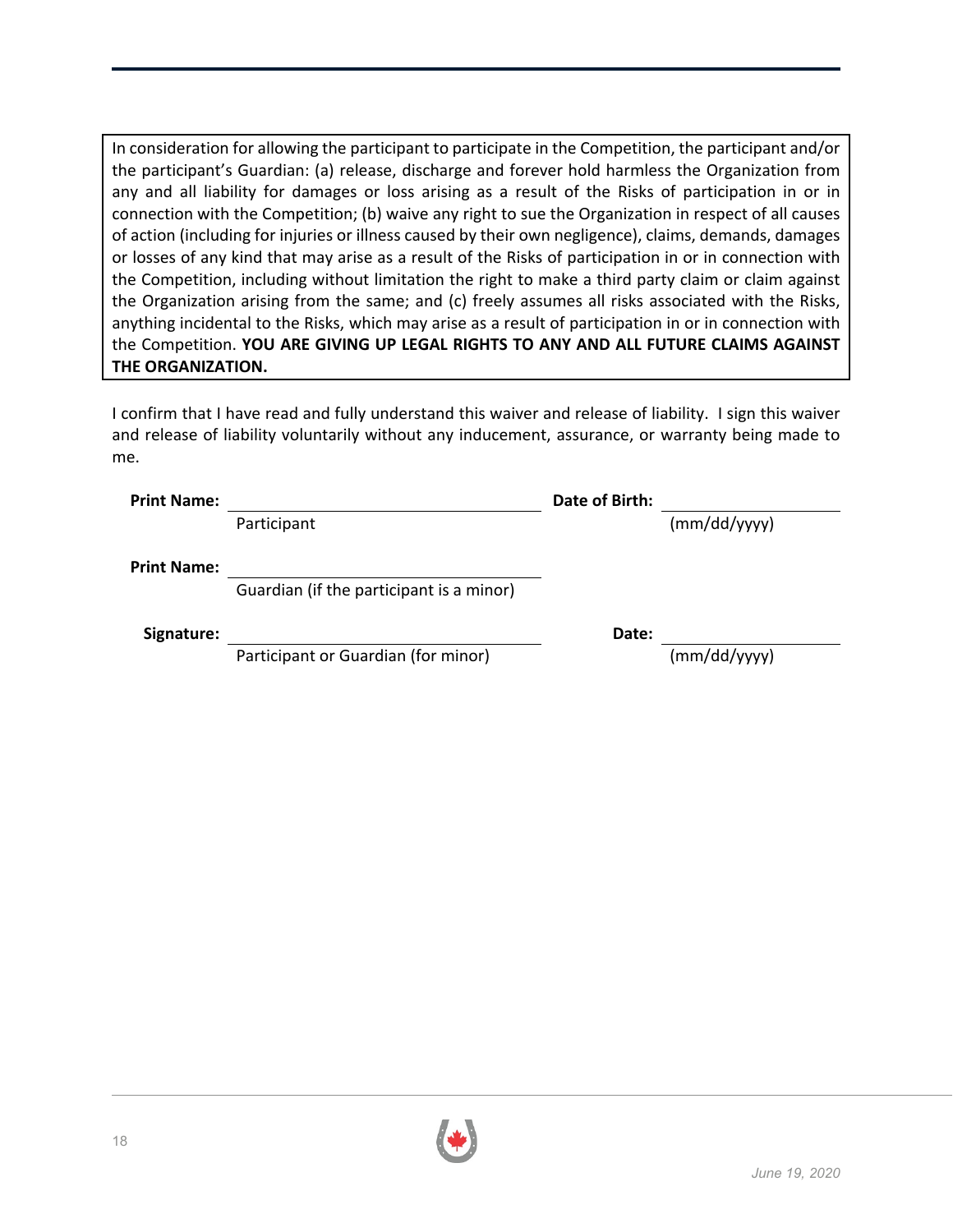In consideration for allowing the participant to participate in the Competition, the participant and/or the participant's Guardian: (a) release, discharge and forever hold harmless the Organization from any and all liability for damages or loss arising as a result of the Risks of participation in or in connection with the Competition; (b) waive any right to sue the Organization in respect of all causes of action (including for injuries or illness caused by their own negligence), claims, demands, damages or losses of any kind that may arise as a result of the Risks of participation in or in connection with the Competition, including without limitation the right to make a third party claim or claim against the Organization arising from the same; and (c) freely assumes all risks associated with the Risks, anything incidental to the Risks, which may arise as a result of participation in or in connection with the Competition. **YOU ARE GIVING UP LEGAL RIGHTS TO ANY AND ALL FUTURE CLAIMS AGAINST THE ORGANIZATION.**

I confirm that I have read and fully understand this waiver and release of liability. I sign this waiver and release of liability voluntarily without any inducement, assurance, or warranty being made to me.

**Print Name:** ______________________________ **Date of Birth:** ____________________

Participant (mm/dd/yyyy)

**Print Name:** ______________________________

Guardian (if the participant is a minor)

**Signature:** ______________________________ **Date:** ____________________

Participant or Guardian (for minor) (mm/dd/yyyy)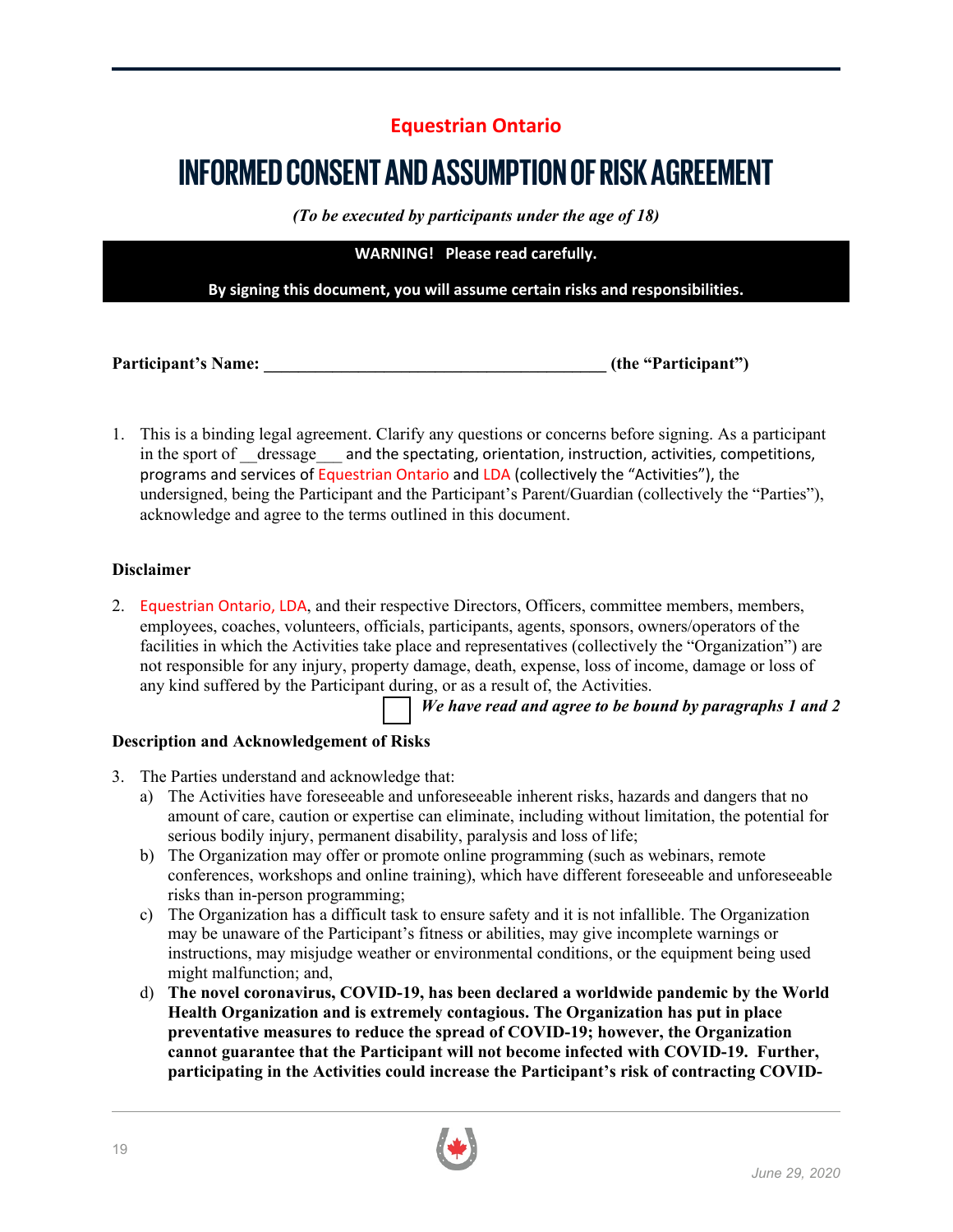**Equestrian Ontario**

# INFORMED CONSENT AND ASSUMPTION OF RISK AGREEMENT

*(To be executed by participants under the age of 18)*

**WARNING! Please read carefully.**

**By signing this document, you will assume certain risks and responsibilities.**

**Participant's Name: ________________________________________ (the "Participant")**

1. This is a binding legal agreement. Clarify any questions or concerns before signing. As a participant in the sport of __dressage___ and the spectating, orientation, instruction, activities, competitions, programs and services of Equestrian Ontario and LDA (collectively the "Activities"), the undersigned, being the Participant and the Participant's Parent/Guardian (collectively the "Parties"), acknowledge and agree to the terms outlined in this document.

**Disclaimer**

2. Equestrian Ontario, LDA, and their respective Directors, Officers, committee members, members, employees, coaches, volunteers, officials, participants, agents, sponsors, owners/operators of the facilities in which the Activities take place and representatives (collectively the "Organization") are not responsible for any injury, property damage, death, expense, loss of income, damage or loss of any kind suffered by the Participant during, or as a result of, the Activities.

☐ ***We have read and agree to be bound by paragraphs 1 and 2***

**Description and Acknowledgement of Risks**

3. The Parties understand and acknowledge that:
   a) The Activities have foreseeable and unforeseeable inherent risks, hazards and dangers that no amount of care, caution or expertise can eliminate, including without limitation, the potential for serious bodily injury, permanent disability, paralysis and loss of life;
   b) The Organization may offer or promote online programming (such as webinars, remote conferences, workshops and online training), which have different foreseeable and unforeseeable risks than in-person programming;
   c) The Organization has a difficult task to ensure safety and it is not infallible. The Organization may be unaware of the Participant's fitness or abilities, may give incomplete warnings or instructions, may misjudge weather or environmental conditions, or the equipment being used might malfunction; and,
   d) **The novel coronavirus, COVID-19, has been declared a worldwide pandemic by the World Health Organization and is extremely contagious. The Organization has put in place preventative measures to reduce the spread of COVID-19; however, the Organization cannot guarantee that the Participant will not become infected with COVID-19. Further, participating in the Activities could increase the Participant's risk of contracting COVID-**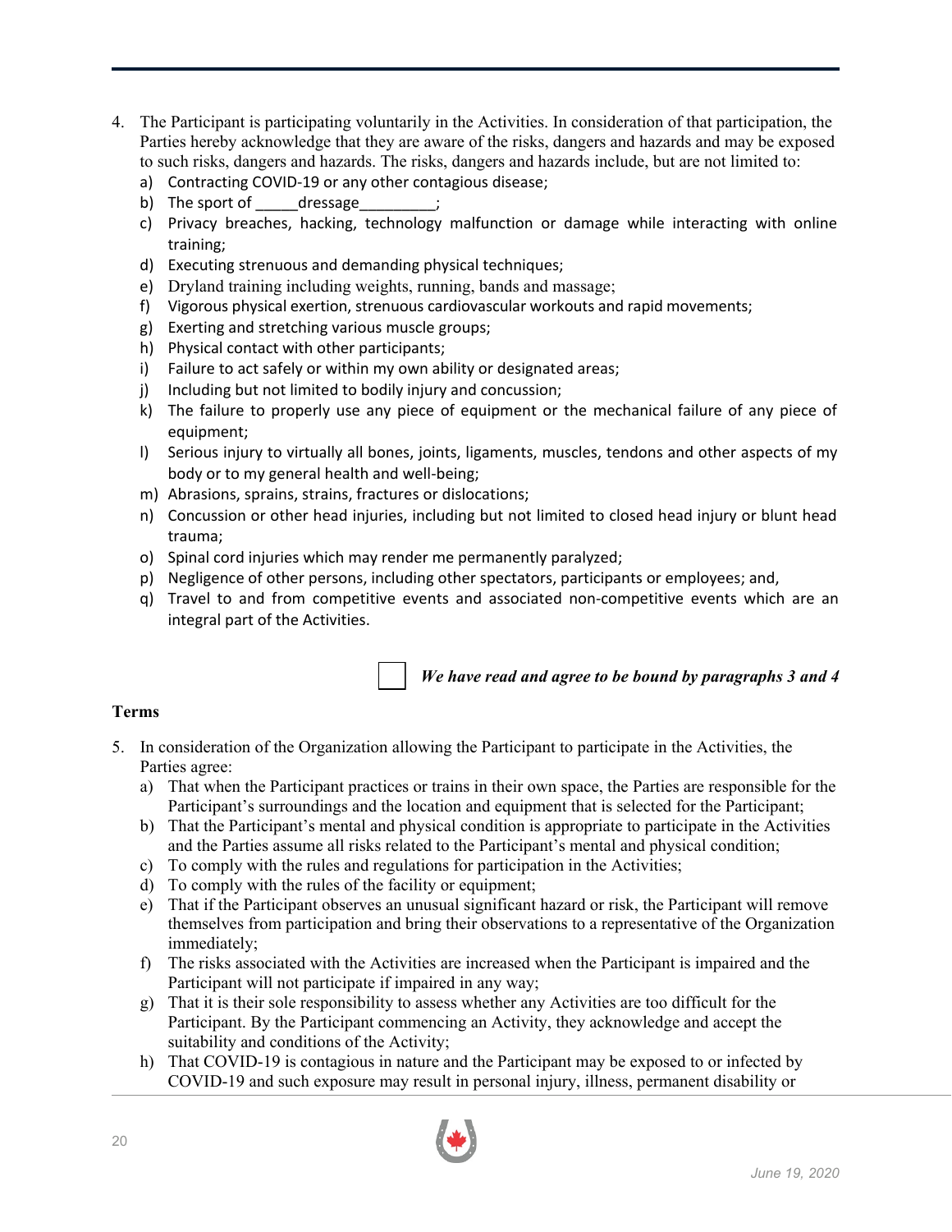4. The Participant is participating voluntarily in the Activities. In consideration of that participation, the Parties hereby acknowledge that they are aware of the risks, dangers and hazards and may be exposed to such risks, dangers and hazards. The risks, dangers and hazards include, but are not limited to:
   a) Contracting COVID-19 or any other contagious disease;
   b) The sport of _____dressage_________;
   c) Privacy breaches, hacking, technology malfunction or damage while interacting with online training;
   d) Executing strenuous and demanding physical techniques;
   e) Dryland training including weights, running, bands and massage;
   f) Vigorous physical exertion, strenuous cardiovascular workouts and rapid movements;
   g) Exerting and stretching various muscle groups;
   h) Physical contact with other participants;
   i) Failure to act safely or within my own ability or designated areas;
   j) Including but not limited to bodily injury and concussion;
   k) The failure to properly use any piece of equipment or the mechanical failure of any piece of equipment;
   l) Serious injury to virtually all bones, joints, ligaments, muscles, tendons and other aspects of my body or to my general health and well-being;
   m) Abrasions, sprains, strains, fractures or dislocations;
   n) Concussion or other head injuries, including but not limited to closed head injury or blunt head trauma;
   o) Spinal cord injuries which may render me permanently paralyzed;
   p) Negligence of other persons, including other spectators, participants or employees; and,
   q) Travel to and from competitive events and associated non-competitive events which are an integral part of the Activities.

☐ ***We have read and agree to be bound by paragraphs 3 and 4***

**Terms**

5. In consideration of the Organization allowing the Participant to participate in the Activities, the Parties agree:
   a) That when the Participant practices or trains in their own space, the Parties are responsible for the Participant's surroundings and the location and equipment that is selected for the Participant;
   b) That the Participant's mental and physical condition is appropriate to participate in the Activities and the Parties assume all risks related to the Participant's mental and physical condition;
   c) To comply with the rules and regulations for participation in the Activities;
   d) To comply with the rules of the facility or equipment;
   e) That if the Participant observes an unusual significant hazard or risk, the Participant will remove themselves from participation and bring their observations to a representative of the Organization immediately;
   f) The risks associated with the Activities are increased when the Participant is impaired and the Participant will not participate if impaired in any way;
   g) That it is their sole responsibility to assess whether any Activities are too difficult for the Participant. By the Participant commencing an Activity, they acknowledge and accept the suitability and conditions of the Activity;
   h) That COVID-19 is contagious in nature and the Participant may be exposed to or infected by COVID-19 and such exposure may result in personal injury, illness, permanent disability or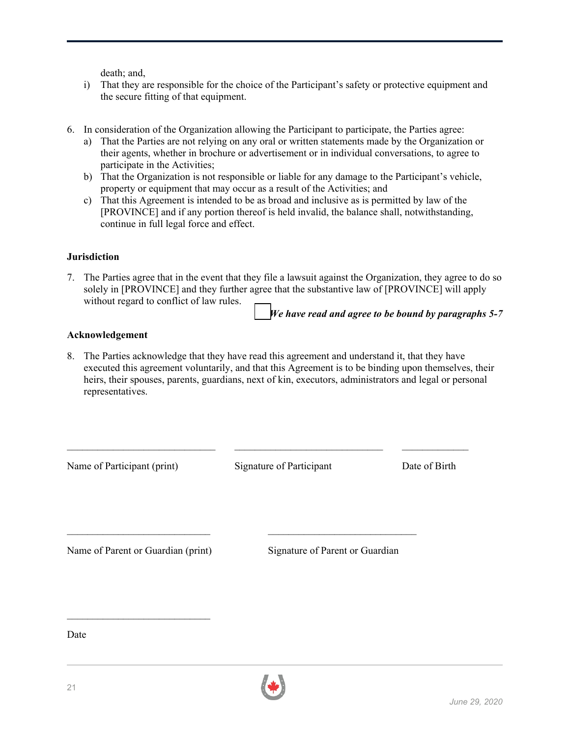death; and,

i) That they are responsible for the choice of the Participant's safety or protective equipment and the secure fitting of that equipment.

6. In consideration of the Organization allowing the Participant to participate, the Parties agree:
   a) That the Parties are not relying on any oral or written statements made by the Organization or their agents, whether in brochure or advertisement or in individual conversations, to agree to participate in the Activities;
   b) That the Organization is not responsible or liable for any damage to the Participant's vehicle, property or equipment that may occur as a result of the Activities; and
   c) That this Agreement is intended to be as broad and inclusive as is permitted by law of the [PROVINCE] and if any portion thereof is held invalid, the balance shall, notwithstanding, continue in full legal force and effect.

**Jurisdiction**

7. The Parties agree that in the event that they file a lawsuit against the Organization, they agree to do so solely in [PROVINCE] and they further agree that the substantive law of [PROVINCE] will apply without regard to conflict of law rules.

☐ ***We have read and agree to be bound by paragraphs 5-7***

**Acknowledgement**

8. The Parties acknowledge that they have read this agreement and understand it, that they have executed this agreement voluntarily, and that this Agreement is to be binding upon themselves, their heirs, their spouses, parents, guardians, next of kin, executors, administrators and legal or personal representatives.

_____________________________ _____________________________ _____________

Name of Participant (print) Signature of Participant Date of Birth

_____________________________ _____________________________

Name of Parent or Guardian (print) Signature of Parent or Guardian

_____________________________

Date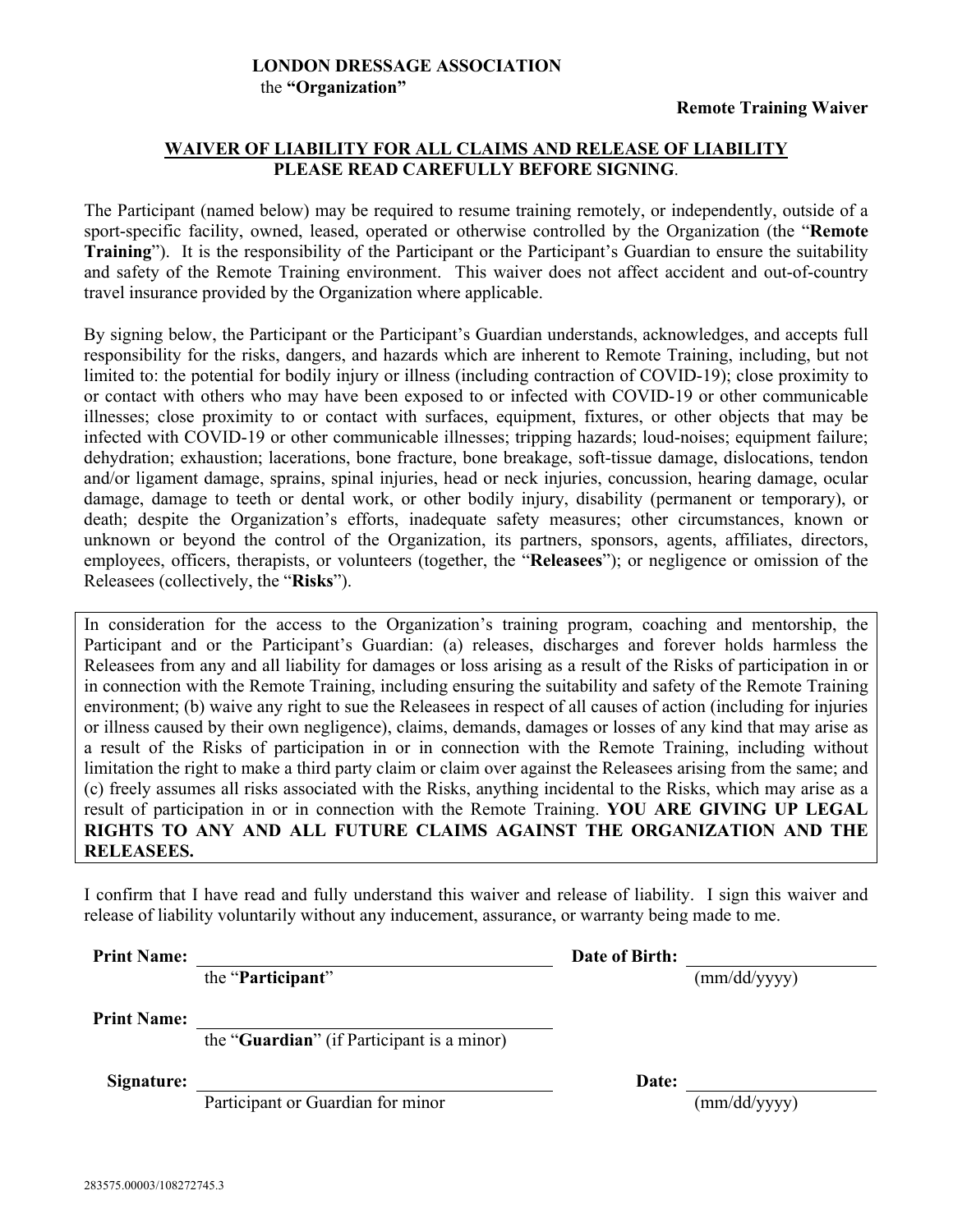**LONDON DRESSAGE ASSOCIATION**
the **"Organization"**

**Remote Training Waiver**

## WAIVER OF LIABILITY FOR ALL CLAIMS AND RELEASE OF LIABILITY
## PLEASE READ CAREFULLY BEFORE SIGNING.

The Participant (named below) may be required to resume training remotely, or independently, outside of a sport-specific facility, owned, leased, operated or otherwise controlled by the Organization (the "**Remote Training**"). It is the responsibility of the Participant or the Participant's Guardian to ensure the suitability and safety of the Remote Training environment. This waiver does not affect accident and out-of-country travel insurance provided by the Organization where applicable.

By signing below, the Participant or the Participant's Guardian understands, acknowledges, and accepts full responsibility for the risks, dangers, and hazards which are inherent to Remote Training, including, but not limited to: the potential for bodily injury or illness (including contraction of COVID-19); close proximity to or contact with others who may have been exposed to or infected with COVID-19 or other communicable illnesses; close proximity to or contact with surfaces, equipment, fixtures, or other objects that may be infected with COVID-19 or other communicable illnesses; tripping hazards; loud-noises; equipment failure; dehydration; exhaustion; lacerations, bone fracture, bone breakage, soft-tissue damage, dislocations, tendon and/or ligament damage, sprains, spinal injuries, head or neck injuries, concussion, hearing damage, ocular damage, damage to teeth or dental work, or other bodily injury, disability (permanent or temporary), or death; despite the Organization's efforts, inadequate safety measures; other circumstances, known or unknown or beyond the control of the Organization, its partners, sponsors, agents, affiliates, directors, employees, officers, therapists, or volunteers (together, the "**Releasees**"); or negligence or omission of the Releasees (collectively, the "**Risks**").

In consideration for the access to the Organization's training program, coaching and mentorship, the Participant and or the Participant's Guardian: (a) releases, discharges and forever holds harmless the Releasees from any and all liability for damages or loss arising as a result of the Risks of participation in or in connection with the Remote Training, including ensuring the suitability and safety of the Remote Training environment; (b) waive any right to sue the Releasees in respect of all causes of action (including for injuries or illness caused by their own negligence), claims, demands, damages or losses of any kind that may arise as a result of the Risks of participation in or in connection with the Remote Training, including without limitation the right to make a third party claim or claim over against the Releasees arising from the same; and (c) freely assumes all risks associated with the Risks, anything incidental to the Risks, which may arise as a result of participation in or in connection with the Remote Training. **YOU ARE GIVING UP LEGAL RIGHTS TO ANY AND ALL FUTURE CLAIMS AGAINST THE ORGANIZATION AND THE RELEASEES.**

I confirm that I have read and fully understand this waiver and release of liability. I sign this waiver and release of liability voluntarily without any inducement, assurance, or warranty being made to me.

**Print Name:** ______________________________ **Date of Birth:** ____________________
the "**Participant**" (mm/dd/yyyy)

**Print Name:** ______________________________
the "**Guardian**" (if Participant is a minor)

**Signature:** ______________________________ **Date:** ____________________
Participant or Guardian for minor (mm/dd/yyyy)

283575.00003/108272745.3